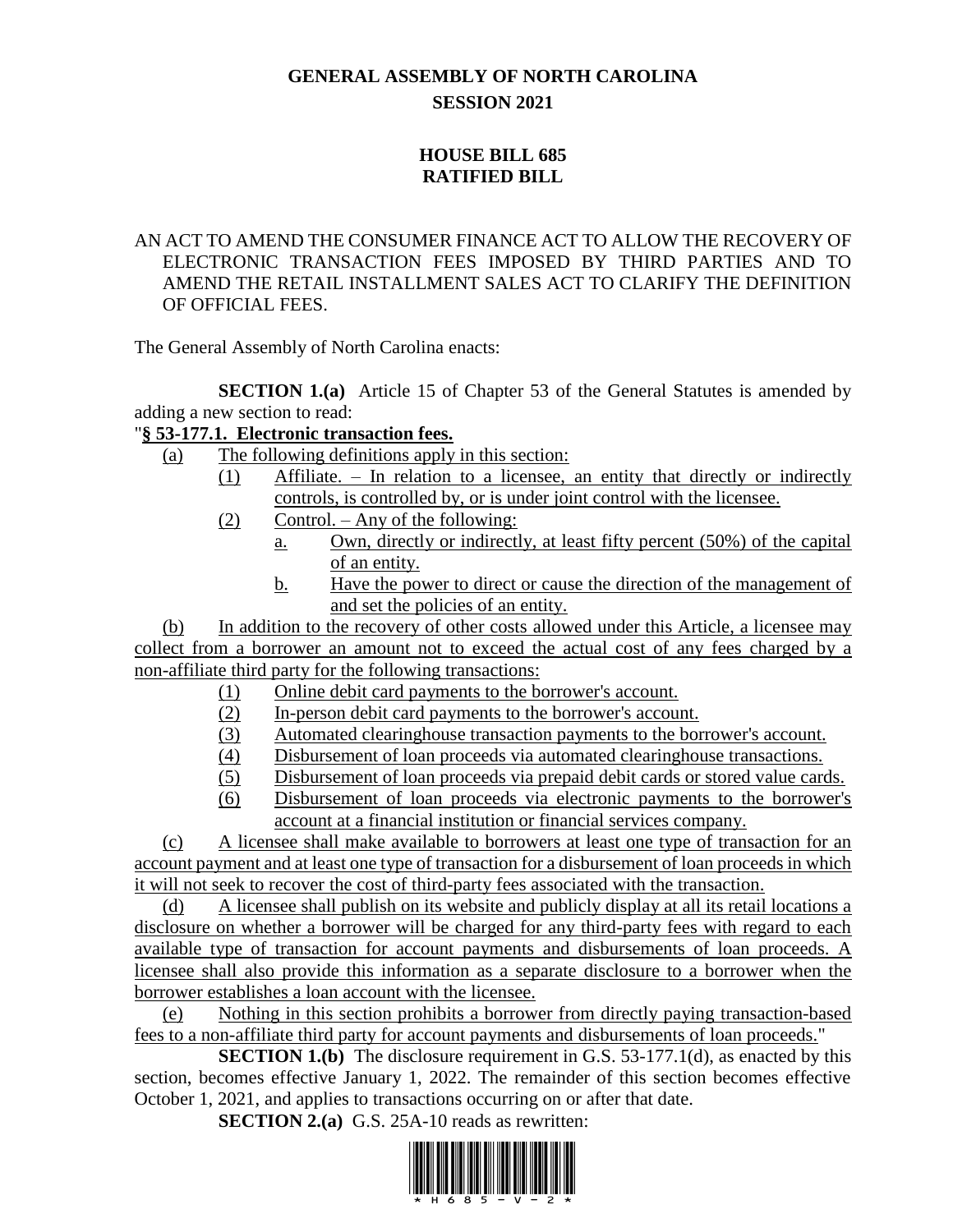# GENERAL ASSEMBLY OF NORTH CAROLINA
## SESSION 2021

## HOUSE BILL 685
## RATIFIED BILL

AN ACT TO AMEND THE CONSUMER FINANCE ACT TO ALLOW THE RECOVERY OF ELECTRONIC TRANSACTION FEES IMPOSED BY THIRD PARTIES AND TO AMEND THE RETAIL INSTALLMENT SALES ACT TO CLARIFY THE DEFINITION OF OFFICIAL FEES.

The General Assembly of North Carolina enacts:

**SECTION 1.(a)** Article 15 of Chapter 53 of the General Statutes is amended by adding a new section to read:

"**§ 53-177.1. Electronic transaction fees.**

(a) The following definitions apply in this section:

(1) Affiliate. – In relation to a licensee, an entity that directly or indirectly controls, is controlled by, or is under joint control with the licensee.

(2) Control. – Any of the following:

a. Own, directly or indirectly, at least fifty percent (50%) of the capital of an entity.

b. Have the power to direct or cause the direction of the management of and set the policies of an entity.

(b) In addition to the recovery of other costs allowed under this Article, a licensee may collect from a borrower an amount not to exceed the actual cost of any fees charged by a non-affiliate third party for the following transactions:

(1) Online debit card payments to the borrower's account.

(2) In-person debit card payments to the borrower's account.

(3) Automated clearinghouse transaction payments to the borrower's account.

(4) Disbursement of loan proceeds via automated clearinghouse transactions.

(5) Disbursement of loan proceeds via prepaid debit cards or stored value cards.

(6) Disbursement of loan proceeds via electronic payments to the borrower's account at a financial institution or financial services company.

(c) A licensee shall make available to borrowers at least one type of transaction for an account payment and at least one type of transaction for a disbursement of loan proceeds in which it will not seek to recover the cost of third-party fees associated with the transaction.

(d) A licensee shall publish on its website and publicly display at all its retail locations a disclosure on whether a borrower will be charged for any third-party fees with regard to each available type of transaction for account payments and disbursements of loan proceeds. A licensee shall also provide this information as a separate disclosure to a borrower when the borrower establishes a loan account with the licensee.

(e) Nothing in this section prohibits a borrower from directly paying transaction-based fees to a non-affiliate third party for account payments and disbursements of loan proceeds."

**SECTION 1.(b)** The disclosure requirement in G.S. 53-177.1(d), as enacted by this section, becomes effective January 1, 2022. The remainder of this section becomes effective October 1, 2021, and applies to transactions occurring on or after that date.

**SECTION 2.(a)** G.S. 25A-10 reads as rewritten: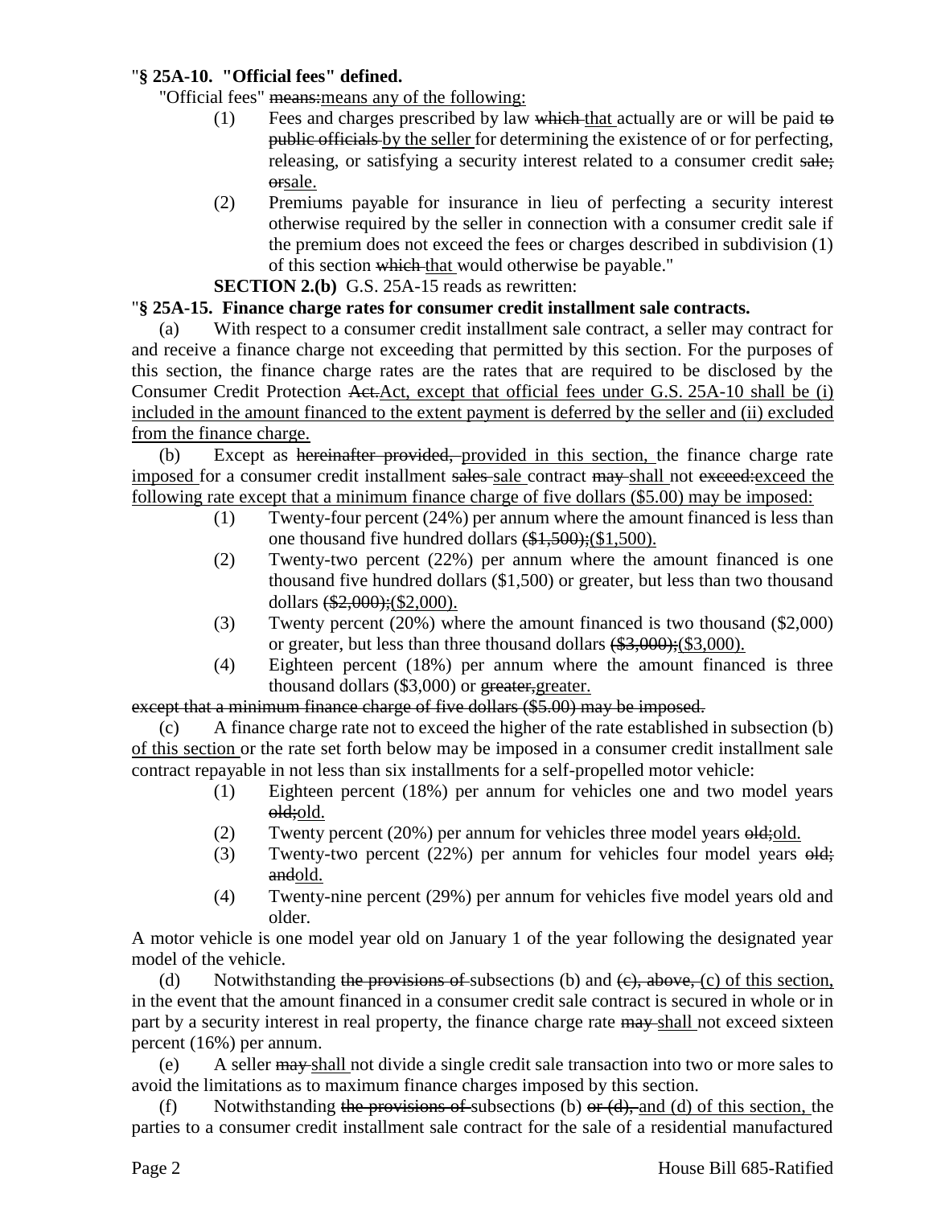"**§ 25A-10. "Official fees" defined.**

"Official fees" ~~means:~~<u>means any of the following:</u>

(1) Fees and charges prescribed by law ~~which~~ <u>that</u> actually are or will be paid ~~to public officials~~ <u>by the seller</u> for determining the existence of or for perfecting, releasing, or satisfying a security interest related to a consumer credit ~~sale; or~~<u>sale.</u>

(2) Premiums payable for insurance in lieu of perfecting a security interest otherwise required by the seller in connection with a consumer credit sale if the premium does not exceed the fees or charges described in subdivision (1) of this section ~~which~~ <u>that</u> would otherwise be payable."

**SECTION 2.(b)** G.S. 25A-15 reads as rewritten:

"**§ 25A-15. Finance charge rates for consumer credit installment sale contracts.**

(a) With respect to a consumer credit installment sale contract, a seller may contract for and receive a finance charge not exceeding that permitted by this section. For the purposes of this section, the finance charge rates are the rates that are required to be disclosed by the Consumer Credit Protection ~~Act.~~<u>Act, except that official fees under G.S. 25A-10 shall be (i) included in the amount financed to the extent payment is deferred by the seller and (ii) excluded from the finance charge.</u>

(b) Except as ~~hereinafter provided,~~ <u>provided in this section,</u> the finance charge rate <u>imposed</u> for a consumer credit installment ~~sales~~ <u>sale</u> contract ~~may~~ <u>shall</u> not ~~exceed:~~<u>exceed the following rate except that a minimum finance charge of five dollars ($5.00) may be imposed:</u>

(1) Twenty-four percent (24%) per annum where the amount financed is less than one thousand five hundred dollars ~~($1,500);~~<u>($1,500).</u>

(2) Twenty-two percent (22%) per annum where the amount financed is one thousand five hundred dollars ($1,500) or greater, but less than two thousand dollars ~~($2,000);~~<u>($2,000).</u>

(3) Twenty percent (20%) where the amount financed is two thousand ($2,000) or greater, but less than three thousand dollars ~~($3,000);~~<u>($3,000).</u>

(4) Eighteen percent (18%) per annum where the amount financed is three thousand dollars ($3,000) or ~~greater,~~<u>greater.</u>

~~except that a minimum finance charge of five dollars ($5.00) may be imposed.~~

(c) A finance charge rate not to exceed the higher of the rate established in subsection (b) <u>of this section</u> or the rate set forth below may be imposed in a consumer credit installment sale contract repayable in not less than six installments for a self-propelled motor vehicle:

(1) Eighteen percent (18%) per annum for vehicles one and two model years ~~old;~~<u>old.</u>

(2) Twenty percent (20%) per annum for vehicles three model years ~~old;~~<u>old.</u>

(3) Twenty-two percent (22%) per annum for vehicles four model years ~~old; and~~<u>old.</u>

(4) Twenty-nine percent (29%) per annum for vehicles five model years old and older.

A motor vehicle is one model year old on January 1 of the year following the designated year model of the vehicle.

(d) Notwithstanding ~~the provisions of~~ subsections (b) and ~~(c), above,~~ <u>(c) of this section,</u> in the event that the amount financed in a consumer credit sale contract is secured in whole or in part by a security interest in real property, the finance charge rate ~~may~~ <u>shall</u> not exceed sixteen percent (16%) per annum.

(e) A seller ~~may~~ <u>shall</u> not divide a single credit sale transaction into two or more sales to avoid the limitations as to maximum finance charges imposed by this section.

(f) Notwithstanding ~~the provisions of~~ subsections (b) ~~or (d),~~ <u>and (d) of this section,</u> the parties to a consumer credit installment sale contract for the sale of a residential manufactured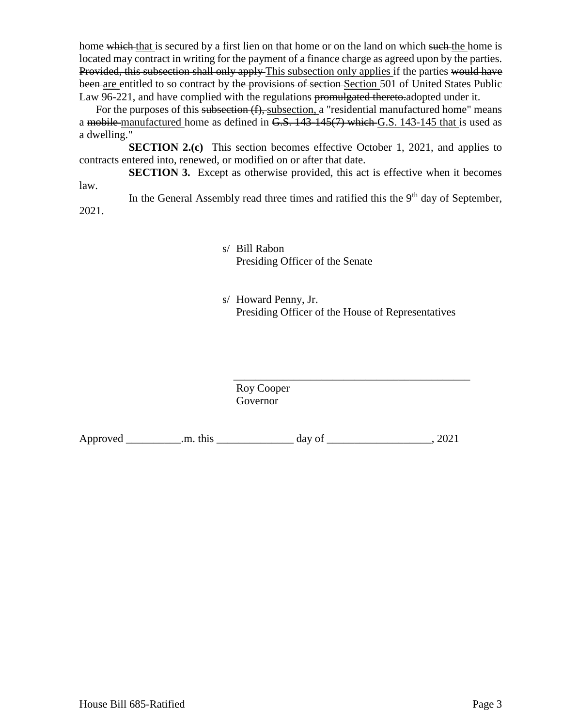home ~~which~~ that is secured by a first lien on that home or on the land on which ~~such~~ the home is located may contract in writing for the payment of a finance charge as agreed upon by the parties. ~~Provided, this subsection shall only apply~~ This subsection only applies if the parties ~~would have been~~ are entitled to so contract by ~~the provisions of section~~ Section 501 of United States Public Law 96-221, and have complied with the regulations ~~promulgated thereto.~~adopted under it.

For the purposes of this ~~subsection (f),~~ subsection, a "residential manufactured home" means a ~~mobile~~ manufactured home as defined in ~~G.S. 143-145(7) which~~ G.S. 143-145 that is used as a dwelling."

**SECTION 2.(c)** This section becomes effective October 1, 2021, and applies to contracts entered into, renewed, or modified on or after that date.

**SECTION 3.** Except as otherwise provided, this act is effective when it becomes law.

In the General Assembly read three times and ratified this the 9th day of September, 2021.

s/ Bill Rabon
Presiding Officer of the Senate

s/ Howard Penny, Jr.
Presiding Officer of the House of Representatives

\_\_\_\_\_\_\_\_\_\_\_\_\_\_\_\_\_\_\_\_\_\_\_\_\_\_\_\_\_\_\_\_\_\_\_\_\_\_\_\_\_\_\_\_
Roy Cooper
Governor

Approved \_\_\_\_\_\_\_\_\_\_.m. this \_\_\_\_\_\_\_\_\_\_\_\_\_\_ day of \_\_\_\_\_\_\_\_\_\_\_\_\_\_\_\_\_\_\_, 2021